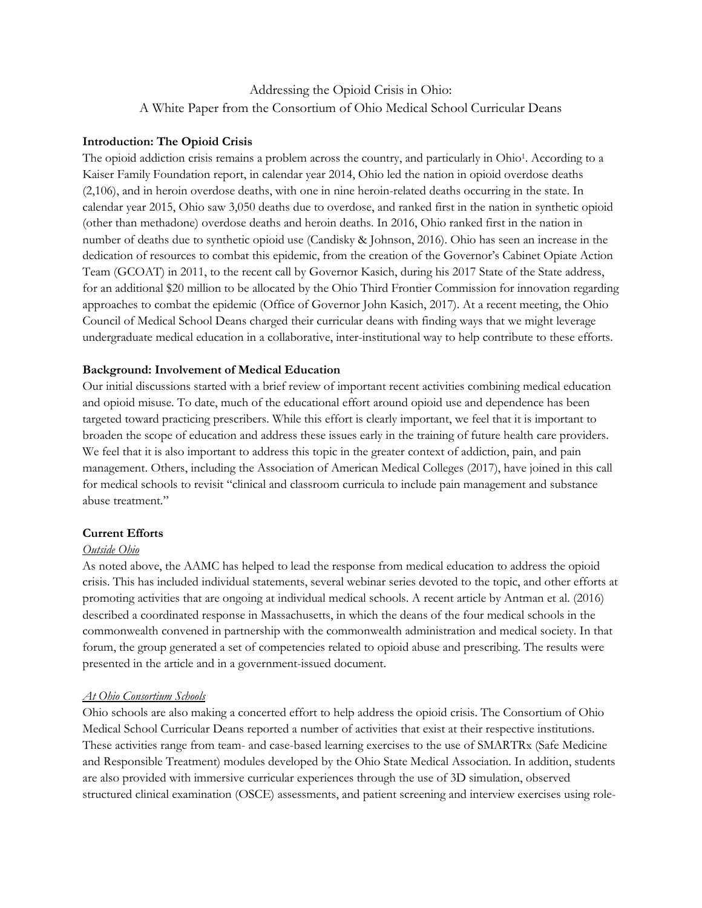# Addressing the Opioid Crisis in Ohio:
# A White Paper from the Consortium of Ohio Medical School Curricular Deans

## Introduction: The Opioid Crisis

The opioid addiction crisis remains a problem across the country, and particularly in Ohio[1]. According to a Kaiser Family Foundation report, in calendar year 2014, Ohio led the nation in opioid overdose deaths (2,106), and in heroin overdose deaths, with one in nine heroin-related deaths occurring in the state. In calendar year 2015, Ohio saw 3,050 deaths due to overdose, and ranked first in the nation in synthetic opioid (other than methadone) overdose deaths and heroin deaths. In 2016, Ohio ranked first in the nation in number of deaths due to synthetic opioid use (Candisky & Johnson, 2016). Ohio has seen an increase in the dedication of resources to combat this epidemic, from the creation of the Governor's Cabinet Opiate Action Team (GCOAT) in 2011, to the recent call by Governor Kasich, during his 2017 State of the State address, for an additional $20 million to be allocated by the Ohio Third Frontier Commission for innovation regarding approaches to combat the epidemic (Office of Governor John Kasich, 2017). At a recent meeting, the Ohio Council of Medical School Deans charged their curricular deans with finding ways that we might leverage undergraduate medical education in a collaborative, inter-institutional way to help contribute to these efforts.

## Background: Involvement of Medical Education

Our initial discussions started with a brief review of important recent activities combining medical education and opioid misuse. To date, much of the educational effort around opioid use and dependence has been targeted toward practicing prescribers. While this effort is clearly important, we feel that it is important to broaden the scope of education and address these issues early in the training of future health care providers. We feel that it is also important to address this topic in the greater context of addiction, pain, and pain management. Others, including the Association of American Medical Colleges (2017), have joined in this call for medical schools to revisit "clinical and classroom curricula to include pain management and substance abuse treatment."

## Current Efforts

### *Outside Ohio*

As noted above, the AAMC has helped to lead the response from medical education to address the opioid crisis. This has included individual statements, several webinar series devoted to the topic, and other efforts at promoting activities that are ongoing at individual medical schools. A recent article by Antman et al. (2016) described a coordinated response in Massachusetts, in which the deans of the four medical schools in the commonwealth convened in partnership with the commonwealth administration and medical society. In that forum, the group generated a set of competencies related to opioid abuse and prescribing. The results were presented in the article and in a government-issued document.

### *At Ohio Consortium Schools*

Ohio schools are also making a concerted effort to help address the opioid crisis. The Consortium of Ohio Medical School Curricular Deans reported a number of activities that exist at their respective institutions. These activities range from team- and case-based learning exercises to the use of SMARTRx (Safe Medicine and Responsible Treatment) modules developed by the Ohio State Medical Association. In addition, students are also provided with immersive curricular experiences through the use of 3D simulation, observed structured clinical examination (OSCE) assessments, and patient screening and interview exercises using role-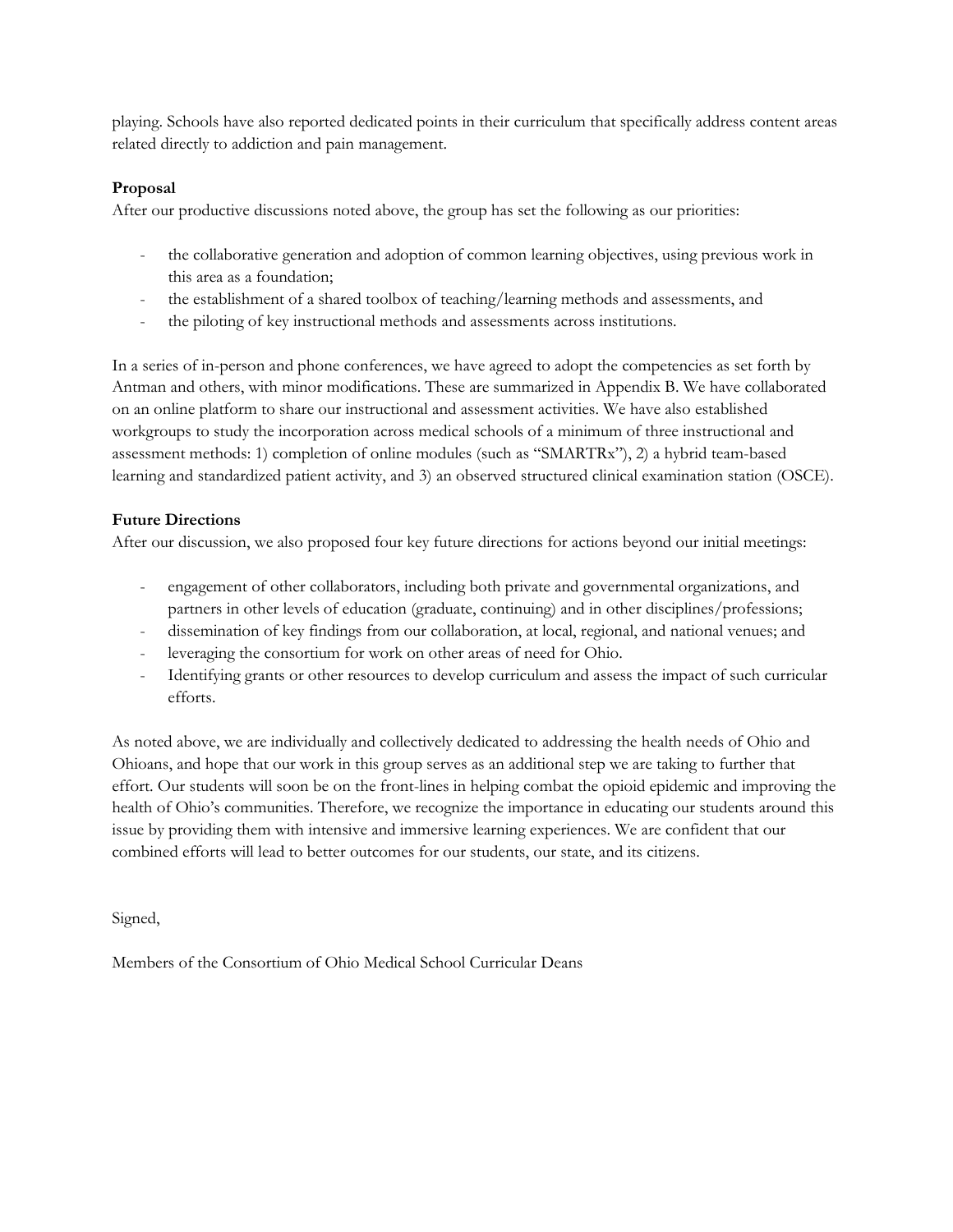playing. Schools have also reported dedicated points in their curriculum that specifically address content areas related directly to addiction and pain management.

**Proposal**

After our productive discussions noted above, the group has set the following as our priorities:

- the collaborative generation and adoption of common learning objectives, using previous work in this area as a foundation;
- the establishment of a shared toolbox of teaching/learning methods and assessments, and
- the piloting of key instructional methods and assessments across institutions.

In a series of in-person and phone conferences, we have agreed to adopt the competencies as set forth by Antman and others, with minor modifications. These are summarized in Appendix B. We have collaborated on an online platform to share our instructional and assessment activities. We have also established workgroups to study the incorporation across medical schools of a minimum of three instructional and assessment methods: 1) completion of online modules (such as "SMARTRx"), 2) a hybrid team-based learning and standardized patient activity, and 3) an observed structured clinical examination station (OSCE).

**Future Directions**

After our discussion, we also proposed four key future directions for actions beyond our initial meetings:

- engagement of other collaborators, including both private and governmental organizations, and partners in other levels of education (graduate, continuing) and in other disciplines/professions;
- dissemination of key findings from our collaboration, at local, regional, and national venues; and
- leveraging the consortium for work on other areas of need for Ohio.
- Identifying grants or other resources to develop curriculum and assess the impact of such curricular efforts.

As noted above, we are individually and collectively dedicated to addressing the health needs of Ohio and Ohioans, and hope that our work in this group serves as an additional step we are taking to further that effort. Our students will soon be on the front-lines in helping combat the opioid epidemic and improving the health of Ohio's communities. Therefore, we recognize the importance in educating our students around this issue by providing them with intensive and immersive learning experiences. We are confident that our combined efforts will lead to better outcomes for our students, our state, and its citizens.

Signed,

Members of the Consortium of Ohio Medical School Curricular Deans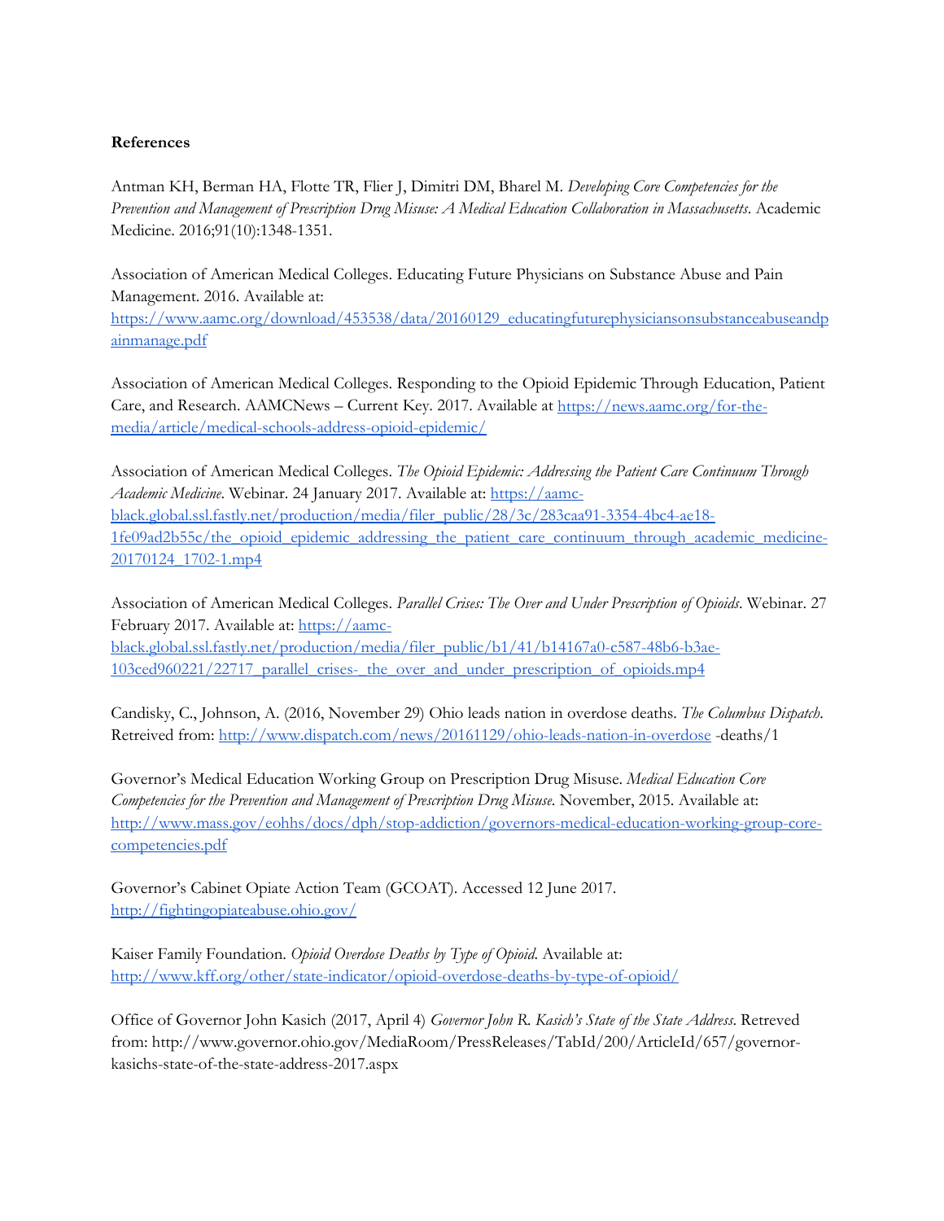**References**

Antman KH, Berman HA, Flotte TR, Flier J, Dimitri DM, Bharel M. *Developing Core Competencies for the Prevention and Management of Prescription Drug Misuse: A Medical Education Collaboration in Massachusetts*. Academic Medicine. 2016;91(10):1348-1351.

Association of American Medical Colleges. Educating Future Physicians on Substance Abuse and Pain Management. 2016. Available at: https://www.aamc.org/download/453538/data/20160129_educatingfuturephysiciansonsubstanceabuseandpainmanage.pdf

Association of American Medical Colleges. Responding to the Opioid Epidemic Through Education, Patient Care, and Research. AAMCNews – Current Key. 2017. Available at https://news.aamc.org/for-the-media/article/medical-schools-address-opioid-epidemic/

Association of American Medical Colleges. *The Opioid Epidemic: Addressing the Patient Care Continuum Through Academic Medicine*. Webinar. 24 January 2017. Available at: https://aamc-black.global.ssl.fastly.net/production/media/filer_public/28/3c/283caa91-3354-4bc4-ae18-1fe09ad2b55c/the_opioid_epidemic_addressing_the_patient_care_continuum_through_academic_medicine-20170124_1702-1.mp4

Association of American Medical Colleges. *Parallel Crises: The Over and Under Prescription of Opioids*. Webinar. 27 February 2017. Available at: https://aamc-black.global.ssl.fastly.net/production/media/filer_public/b1/41/b14167a0-c587-48b6-b3ae-103ced960221/22717_parallel_crises-_the_over_and_under_prescription_of_opioids.mp4

Candisky, C., Johnson, A. (2016, November 29) Ohio leads nation in overdose deaths. *The Columbus Dispatch*. Retreived from: http://www.dispatch.com/news/20161129/ohio-leads-nation-in-overdose -deaths/1

Governor's Medical Education Working Group on Prescription Drug Misuse. *Medical Education Core Competencies for the Prevention and Management of Prescription Drug Misuse*. November, 2015. Available at: http://www.mass.gov/eohhs/docs/dph/stop-addiction/governors-medical-education-working-group-core-competencies.pdf

Governor's Cabinet Opiate Action Team (GCOAT). Accessed 12 June 2017. http://fightingopiateabuse.ohio.gov/

Kaiser Family Foundation. *Opioid Overdose Deaths by Type of Opioid*. Available at: http://www.kff.org/other/state-indicator/opioid-overdose-deaths-by-type-of-opioid/

Office of Governor John Kasich (2017, April 4) *Governor John R. Kasich's State of the State Address*. Retreved from: http://www.governor.ohio.gov/MediaRoom/PressReleases/TabId/200/ArticleId/657/governor-kasichs-state-of-the-state-address-2017.aspx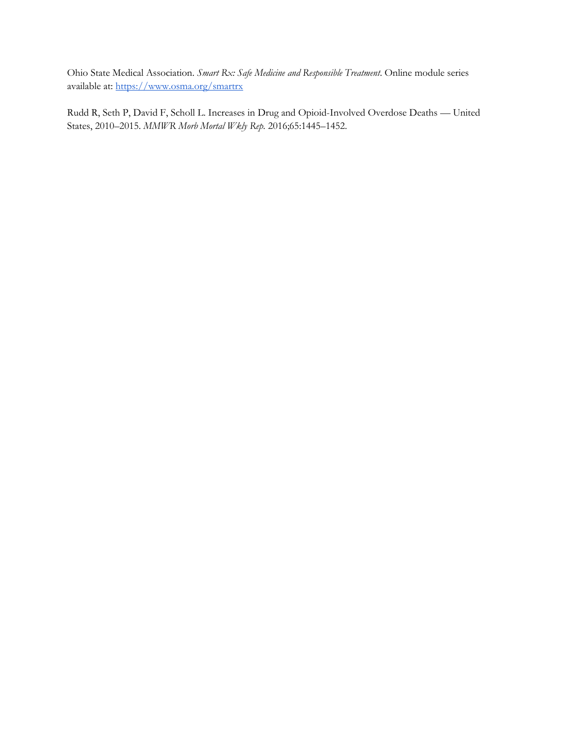Ohio State Medical Association. *Smart Rx: Safe Medicine and Responsible Treatment*. Online module series available at: [https://www.osma.org/smartrx](https://www.osma.org/smartrx)

Rudd R, Seth P, David F, Scholl L. Increases in Drug and Opioid-Involved Overdose Deaths — United States, 2010–2015. *MMWR Morb Mortal Wkly Rep.* 2016;65:1445–1452.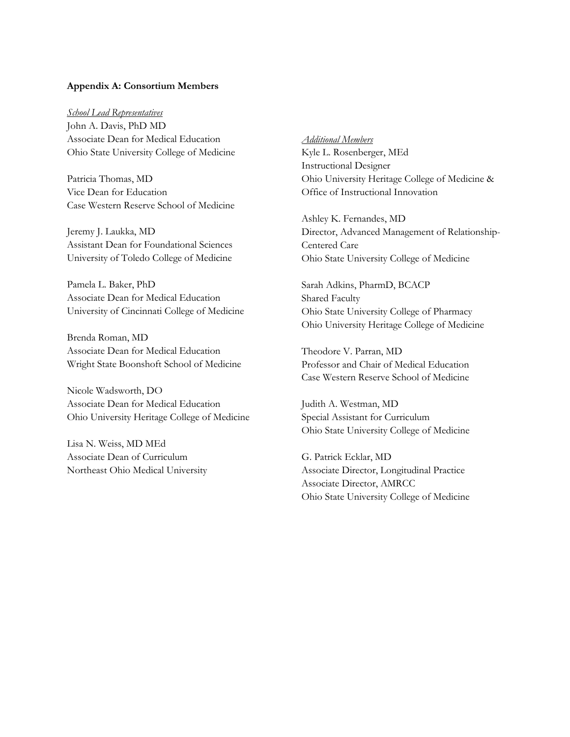**Appendix A: Consortium Members**

*School Lead Representatives*

John A. Davis, PhD MD
Associate Dean for Medical Education
Ohio State University College of Medicine

Patricia Thomas, MD
Vice Dean for Education
Case Western Reserve School of Medicine

Jeremy J. Laukka, MD
Assistant Dean for Foundational Sciences
University of Toledo College of Medicine

Pamela L. Baker, PhD
Associate Dean for Medical Education
University of Cincinnati College of Medicine

Brenda Roman, MD
Associate Dean for Medical Education
Wright State Boonshoft School of Medicine

Nicole Wadsworth, DO
Associate Dean for Medical Education
Ohio University Heritage College of Medicine

Lisa N. Weiss, MD MEd
Associate Dean of Curriculum
Northeast Ohio Medical University

*Additional Members*

Kyle L. Rosenberger, MEd
Instructional Designer
Ohio University Heritage College of Medicine & Office of Instructional Innovation

Ashley K. Fernandes, MD
Director, Advanced Management of Relationship-Centered Care
Ohio State University College of Medicine

Sarah Adkins, PharmD, BCACP
Shared Faculty
Ohio State University College of Pharmacy
Ohio University Heritage College of Medicine

Theodore V. Parran, MD
Professor and Chair of Medical Education
Case Western Reserve School of Medicine

Judith A. Westman, MD
Special Assistant for Curriculum
Ohio State University College of Medicine

G. Patrick Ecklar, MD
Associate Director, Longitudinal Practice
Associate Director, AMRCC
Ohio State University College of Medicine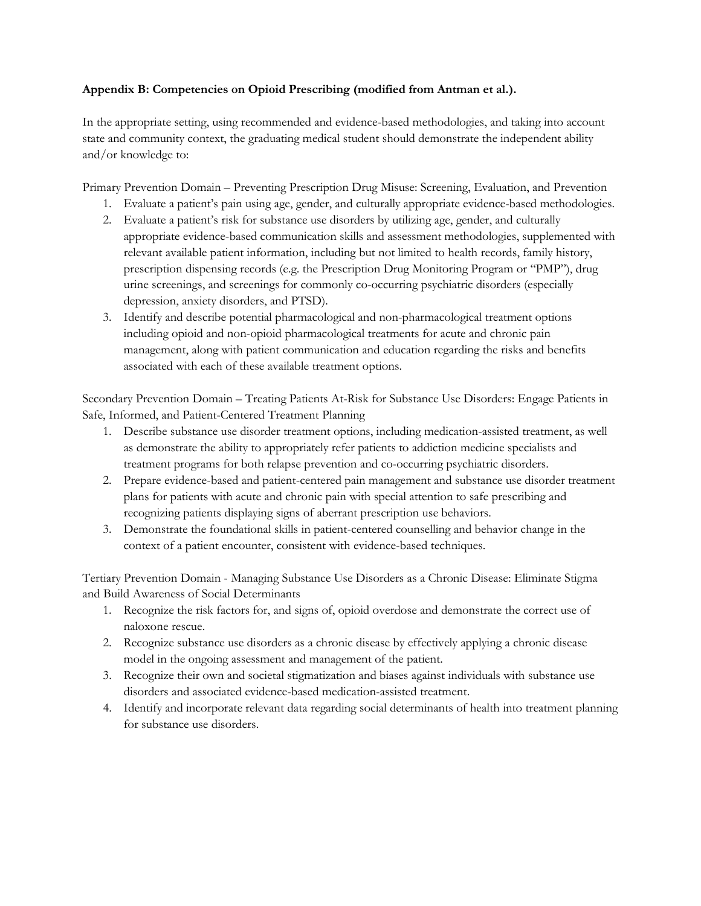**Appendix B: Competencies on Opioid Prescribing (modified from Antman et al.).**

In the appropriate setting, using recommended and evidence-based methodologies, and taking into account state and community context, the graduating medical student should demonstrate the independent ability and/or knowledge to:

Primary Prevention Domain – Preventing Prescription Drug Misuse: Screening, Evaluation, and Prevention

1. Evaluate a patient's pain using age, gender, and culturally appropriate evidence-based methodologies.
2. Evaluate a patient's risk for substance use disorders by utilizing age, gender, and culturally appropriate evidence-based communication skills and assessment methodologies, supplemented with relevant available patient information, including but not limited to health records, family history, prescription dispensing records (e.g. the Prescription Drug Monitoring Program or "PMP"), drug urine screenings, and screenings for commonly co-occurring psychiatric disorders (especially depression, anxiety disorders, and PTSD).
3. Identify and describe potential pharmacological and non-pharmacological treatment options including opioid and non-opioid pharmacological treatments for acute and chronic pain management, along with patient communication and education regarding the risks and benefits associated with each of these available treatment options.

Secondary Prevention Domain – Treating Patients At-Risk for Substance Use Disorders: Engage Patients in Safe, Informed, and Patient-Centered Treatment Planning

1. Describe substance use disorder treatment options, including medication-assisted treatment, as well as demonstrate the ability to appropriately refer patients to addiction medicine specialists and treatment programs for both relapse prevention and co-occurring psychiatric disorders.
2. Prepare evidence-based and patient-centered pain management and substance use disorder treatment plans for patients with acute and chronic pain with special attention to safe prescribing and recognizing patients displaying signs of aberrant prescription use behaviors.
3. Demonstrate the foundational skills in patient-centered counselling and behavior change in the context of a patient encounter, consistent with evidence-based techniques.

Tertiary Prevention Domain - Managing Substance Use Disorders as a Chronic Disease: Eliminate Stigma and Build Awareness of Social Determinants

1. Recognize the risk factors for, and signs of, opioid overdose and demonstrate the correct use of naloxone rescue.
2. Recognize substance use disorders as a chronic disease by effectively applying a chronic disease model in the ongoing assessment and management of the patient.
3. Recognize their own and societal stigmatization and biases against individuals with substance use disorders and associated evidence-based medication-assisted treatment.
4. Identify and incorporate relevant data regarding social determinants of health into treatment planning for substance use disorders.